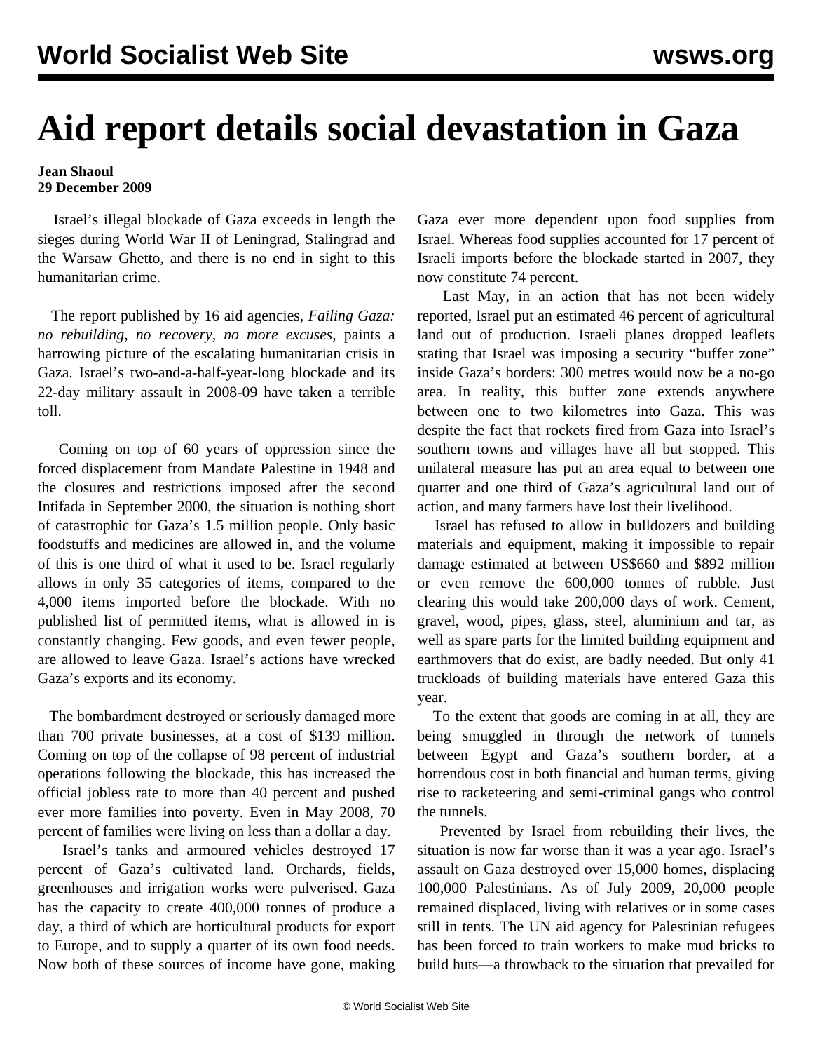# Aid report details social devastation in Gaza

**Jean Shaoul**
**29 December 2009**

Israel's illegal blockade of Gaza exceeds in length the sieges during World War II of Leningrad, Stalingrad and the Warsaw Ghetto, and there is no end in sight to this humanitarian crime.

The report published by 16 aid agencies, *Failing Gaza: no rebuilding, no recovery, no more excuses,* paints a harrowing picture of the escalating humanitarian crisis in Gaza. Israel's two-and-a-half-year-long blockade and its 22-day military assault in 2008-09 have taken a terrible toll.

Coming on top of 60 years of oppression since the forced displacement from Mandate Palestine in 1948 and the closures and restrictions imposed after the second Intifada in September 2000, the situation is nothing short of catastrophic for Gaza's 1.5 million people. Only basic foodstuffs and medicines are allowed in, and the volume of this is one third of what it used to be. Israel regularly allows in only 35 categories of items, compared to the 4,000 items imported before the blockade. With no published list of permitted items, what is allowed in is constantly changing. Few goods, and even fewer people, are allowed to leave Gaza. Israel's actions have wrecked Gaza's exports and its economy.

The bombardment destroyed or seriously damaged more than 700 private businesses, at a cost of $139 million. Coming on top of the collapse of 98 percent of industrial operations following the blockade, this has increased the official jobless rate to more than 40 percent and pushed ever more families into poverty. Even in May 2008, 70 percent of families were living on less than a dollar a day.

Israel's tanks and armoured vehicles destroyed 17 percent of Gaza's cultivated land. Orchards, fields, greenhouses and irrigation works were pulverised. Gaza has the capacity to create 400,000 tonnes of produce a day, a third of which are horticultural products for export to Europe, and to supply a quarter of its own food needs. Now both of these sources of income have gone, making Gaza ever more dependent upon food supplies from Israel. Whereas food supplies accounted for 17 percent of Israeli imports before the blockade started in 2007, they now constitute 74 percent.

Last May, in an action that has not been widely reported, Israel put an estimated 46 percent of agricultural land out of production. Israeli planes dropped leaflets stating that Israel was imposing a security "buffer zone" inside Gaza's borders: 300 metres would now be a no-go area. In reality, this buffer zone extends anywhere between one to two kilometres into Gaza. This was despite the fact that rockets fired from Gaza into Israel's southern towns and villages have all but stopped. This unilateral measure has put an area equal to between one quarter and one third of Gaza's agricultural land out of action, and many farmers have lost their livelihood.

Israel has refused to allow in bulldozers and building materials and equipment, making it impossible to repair damage estimated at between US$660 and $892 million or even remove the 600,000 tonnes of rubble. Just clearing this would take 200,000 days of work. Cement, gravel, wood, pipes, glass, steel, aluminium and tar, as well as spare parts for the limited building equipment and earthmovers that do exist, are badly needed. But only 41 truckloads of building materials have entered Gaza this year.

To the extent that goods are coming in at all, they are being smuggled in through the network of tunnels between Egypt and Gaza's southern border, at a horrendous cost in both financial and human terms, giving rise to racketeering and semi-criminal gangs who control the tunnels.

Prevented by Israel from rebuilding their lives, the situation is now far worse than it was a year ago. Israel's assault on Gaza destroyed over 15,000 homes, displacing 100,000 Palestinians. As of July 2009, 20,000 people remained displaced, living with relatives or in some cases still in tents. The UN aid agency for Palestinian refugees has been forced to train workers to make mud bricks to build huts—a throwback to the situation that prevailed for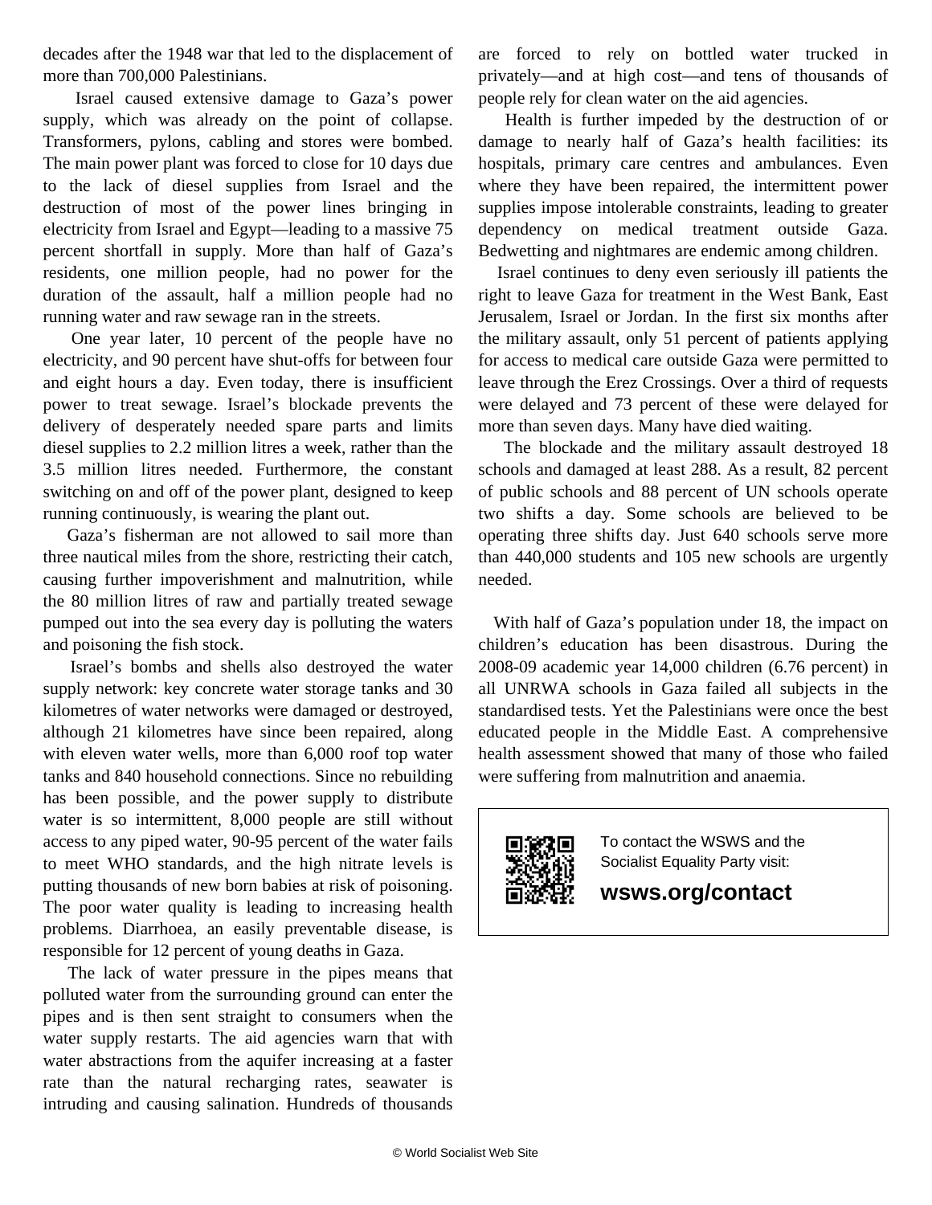decades after the 1948 war that led to the displacement of more than 700,000 Palestinians.

Israel caused extensive damage to Gaza's power supply, which was already on the point of collapse. Transformers, pylons, cabling and stores were bombed. The main power plant was forced to close for 10 days due to the lack of diesel supplies from Israel and the destruction of most of the power lines bringing in electricity from Israel and Egypt—leading to a massive 75 percent shortfall in supply. More than half of Gaza's residents, one million people, had no power for the duration of the assault, half a million people had no running water and raw sewage ran in the streets.

One year later, 10 percent of the people have no electricity, and 90 percent have shut-offs for between four and eight hours a day. Even today, there is insufficient power to treat sewage. Israel's blockade prevents the delivery of desperately needed spare parts and limits diesel supplies to 2.2 million litres a week, rather than the 3.5 million litres needed. Furthermore, the constant switching on and off of the power plant, designed to keep running continuously, is wearing the plant out.

Gaza's fisherman are not allowed to sail more than three nautical miles from the shore, restricting their catch, causing further impoverishment and malnutrition, while the 80 million litres of raw and partially treated sewage pumped out into the sea every day is polluting the waters and poisoning the fish stock.

Israel's bombs and shells also destroyed the water supply network: key concrete water storage tanks and 30 kilometres of water networks were damaged or destroyed, although 21 kilometres have since been repaired, along with eleven water wells, more than 6,000 roof top water tanks and 840 household connections. Since no rebuilding has been possible, and the power supply to distribute water is so intermittent, 8,000 people are still without access to any piped water, 90-95 percent of the water fails to meet WHO standards, and the high nitrate levels is putting thousands of new born babies at risk of poisoning. The poor water quality is leading to increasing health problems. Diarrhoea, an easily preventable disease, is responsible for 12 percent of young deaths in Gaza.

The lack of water pressure in the pipes means that polluted water from the surrounding ground can enter the pipes and is then sent straight to consumers when the water supply restarts. The aid agencies warn that with water abstractions from the aquifer increasing at a faster rate than the natural recharging rates, seawater is intruding and causing salination. Hundreds of thousands are forced to rely on bottled water trucked in privately—and at high cost—and tens of thousands of people rely for clean water on the aid agencies.

Health is further impeded by the destruction of or damage to nearly half of Gaza's health facilities: its hospitals, primary care centres and ambulances. Even where they have been repaired, the intermittent power supplies impose intolerable constraints, leading to greater dependency on medical treatment outside Gaza. Bedwetting and nightmares are endemic among children.

Israel continues to deny even seriously ill patients the right to leave Gaza for treatment in the West Bank, East Jerusalem, Israel or Jordan. In the first six months after the military assault, only 51 percent of patients applying for access to medical care outside Gaza were permitted to leave through the Erez Crossings. Over a third of requests were delayed and 73 percent of these were delayed for more than seven days. Many have died waiting.

The blockade and the military assault destroyed 18 schools and damaged at least 288. As a result, 82 percent of public schools and 88 percent of UN schools operate two shifts a day. Some schools are believed to be operating three shifts day. Just 640 schools serve more than 440,000 students and 105 new schools are urgently needed.

With half of Gaza's population under 18, the impact on children's education has been disastrous. During the 2008-09 academic year 14,000 children (6.76 percent) in all UNRWA schools in Gaza failed all subjects in the standardised tests. Yet the Palestinians were once the best educated people in the Middle East. A comprehensive health assessment showed that many of those who failed were suffering from malnutrition and anaemia.

To contact the WSWS and the Socialist Equality Party visit:

**wsws.org/contact**